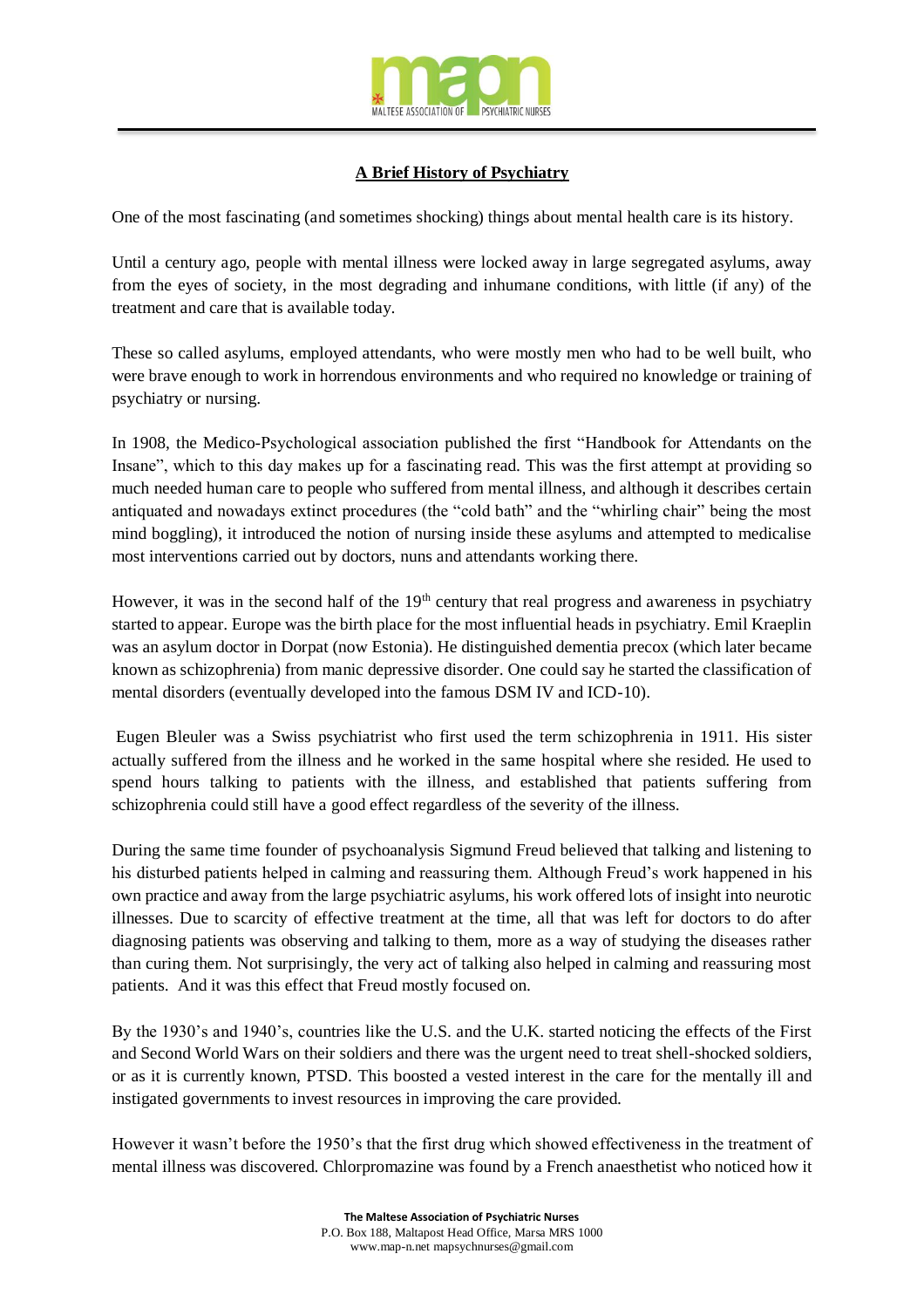# A Brief History of Psychiatry

One of the most fascinating (and sometimes shocking) things about mental health care is its history.

Until a century ago, people with mental illness were locked away in large segregated asylums, away from the eyes of society, in the most degrading and inhumane conditions, with little (if any) of the treatment and care that is available today.

These so called asylums, employed attendants, who were mostly men who had to be well built, who were brave enough to work in horrendous environments and who required no knowledge or training of psychiatry or nursing.

In 1908, the Medico-Psychological association published the first "Handbook for Attendants on the Insane", which to this day makes up for a fascinating read. This was the first attempt at providing so much needed human care to people who suffered from mental illness, and although it describes certain antiquated and nowadays extinct procedures (the "cold bath" and the "whirling chair" being the most mind boggling), it introduced the notion of nursing inside these asylums and attempted to medicalise most interventions carried out by doctors, nuns and attendants working there.

However, it was in the second half of the 19th century that real progress and awareness in psychiatry started to appear. Europe was the birth place for the most influential heads in psychiatry. Emil Kraeplin was an asylum doctor in Dorpat (now Estonia). He distinguished dementia precox (which later became known as schizophrenia) from manic depressive disorder. One could say he started the classification of mental disorders (eventually developed into the famous DSM IV and ICD-10).

Eugen Bleuler was a Swiss psychiatrist who first used the term schizophrenia in 1911. His sister actually suffered from the illness and he worked in the same hospital where she resided. He used to spend hours talking to patients with the illness, and established that patients suffering from schizophrenia could still have a good effect regardless of the severity of the illness.

During the same time founder of psychoanalysis Sigmund Freud believed that talking and listening to his disturbed patients helped in calming and reassuring them. Although Freud's work happened in his own practice and away from the large psychiatric asylums, his work offered lots of insight into neurotic illnesses. Due to scarcity of effective treatment at the time, all that was left for doctors to do after diagnosing patients was observing and talking to them, more as a way of studying the diseases rather than curing them. Not surprisingly, the very act of talking also helped in calming and reassuring most patients. And it was this effect that Freud mostly focused on.

By the 1930's and 1940's, countries like the U.S. and the U.K. started noticing the effects of the First and Second World Wars on their soldiers and there was the urgent need to treat shell-shocked soldiers, or as it is currently known, PTSD. This boosted a vested interest in the care for the mentally ill and instigated governments to invest resources in improving the care provided.

However it wasn't before the 1950's that the first drug which showed effectiveness in the treatment of mental illness was discovered. Chlorpromazine was found by a French anaesthetist who noticed how it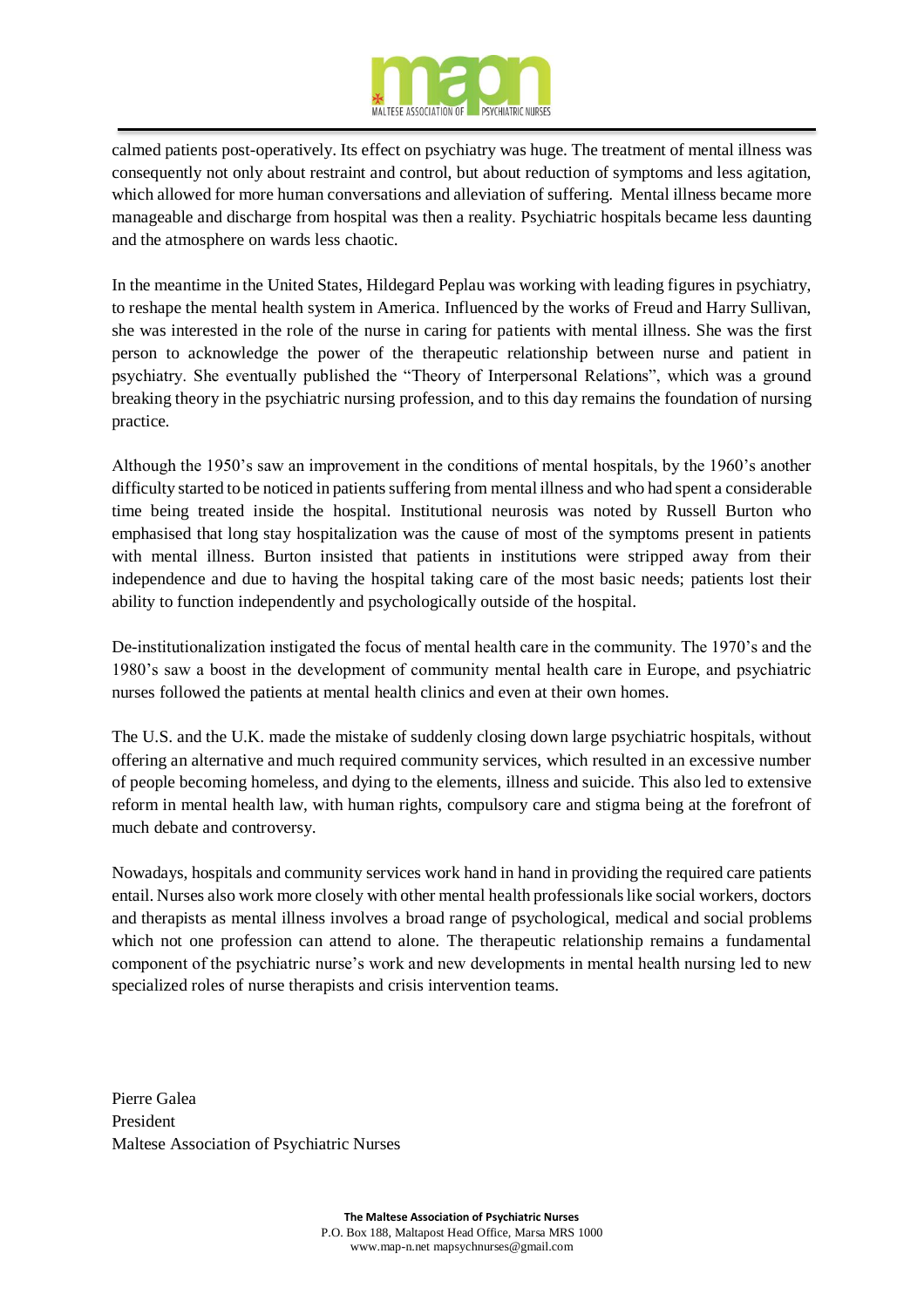calmed patients post-operatively. Its effect on psychiatry was huge. The treatment of mental illness was consequently not only about restraint and control, but about reduction of symptoms and less agitation, which allowed for more human conversations and alleviation of suffering. Mental illness became more manageable and discharge from hospital was then a reality. Psychiatric hospitals became less daunting and the atmosphere on wards less chaotic.

In the meantime in the United States, Hildegard Peplau was working with leading figures in psychiatry, to reshape the mental health system in America. Influenced by the works of Freud and Harry Sullivan, she was interested in the role of the nurse in caring for patients with mental illness. She was the first person to acknowledge the power of the therapeutic relationship between nurse and patient in psychiatry. She eventually published the "Theory of Interpersonal Relations", which was a ground breaking theory in the psychiatric nursing profession, and to this day remains the foundation of nursing practice.

Although the 1950's saw an improvement in the conditions of mental hospitals, by the 1960's another difficulty started to be noticed in patients suffering from mental illness and who had spent a considerable time being treated inside the hospital. Institutional neurosis was noted by Russell Burton who emphasised that long stay hospitalization was the cause of most of the symptoms present in patients with mental illness. Burton insisted that patients in institutions were stripped away from their independence and due to having the hospital taking care of the most basic needs; patients lost their ability to function independently and psychologically outside of the hospital.

De-institutionalization instigated the focus of mental health care in the community. The 1970's and the 1980's saw a boost in the development of community mental health care in Europe, and psychiatric nurses followed the patients at mental health clinics and even at their own homes.

The U.S. and the U.K. made the mistake of suddenly closing down large psychiatric hospitals, without offering an alternative and much required community services, which resulted in an excessive number of people becoming homeless, and dying to the elements, illness and suicide. This also led to extensive reform in mental health law, with human rights, compulsory care and stigma being at the forefront of much debate and controversy.

Nowadays, hospitals and community services work hand in hand in providing the required care patients entail. Nurses also work more closely with other mental health professionals like social workers, doctors and therapists as mental illness involves a broad range of psychological, medical and social problems which not one profession can attend to alone. The therapeutic relationship remains a fundamental component of the psychiatric nurse's work and new developments in mental health nursing led to new specialized roles of nurse therapists and crisis intervention teams.

Pierre Galea
President
Maltese Association of Psychiatric Nurses